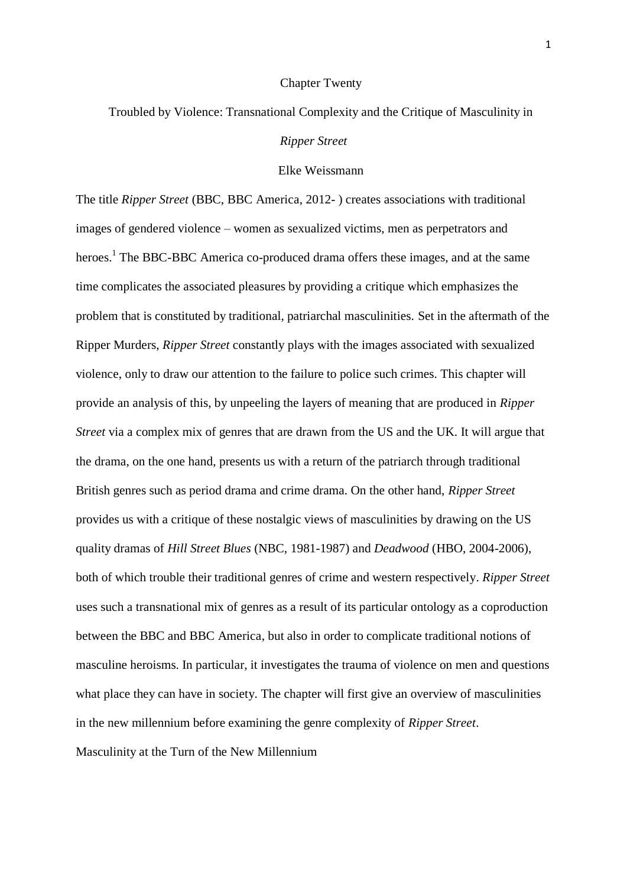# Chapter Twenty

## Troubled by Violence: Transnational Complexity and the Critique of Masculinity in *Ripper Street*

Elke Weissmann

The title *Ripper Street* (BBC, BBC America, 2012- ) creates associations with traditional images of gendered violence – women as sexualized victims, men as perpetrators and heroes.[1] The BBC-BBC America co-produced drama offers these images, and at the same time complicates the associated pleasures by providing a critique which emphasizes the problem that is constituted by traditional, patriarchal masculinities. Set in the aftermath of the Ripper Murders, *Ripper Street* constantly plays with the images associated with sexualized violence, only to draw our attention to the failure to police such crimes. This chapter will provide an analysis of this, by unpeeling the layers of meaning that are produced in *Ripper Street* via a complex mix of genres that are drawn from the US and the UK. It will argue that the drama, on the one hand, presents us with a return of the patriarch through traditional British genres such as period drama and crime drama. On the other hand, *Ripper Street* provides us with a critique of these nostalgic views of masculinities by drawing on the US quality dramas of *Hill Street Blues* (NBC, 1981-1987) and *Deadwood* (HBO, 2004-2006), both of which trouble their traditional genres of crime and western respectively. *Ripper Street* uses such a transnational mix of genres as a result of its particular ontology as a coproduction between the BBC and BBC America, but also in order to complicate traditional notions of masculine heroisms. In particular, it investigates the trauma of violence on men and questions what place they can have in society. The chapter will first give an overview of masculinities in the new millennium before examining the genre complexity of *Ripper Street*.

### Masculinity at the Turn of the New Millennium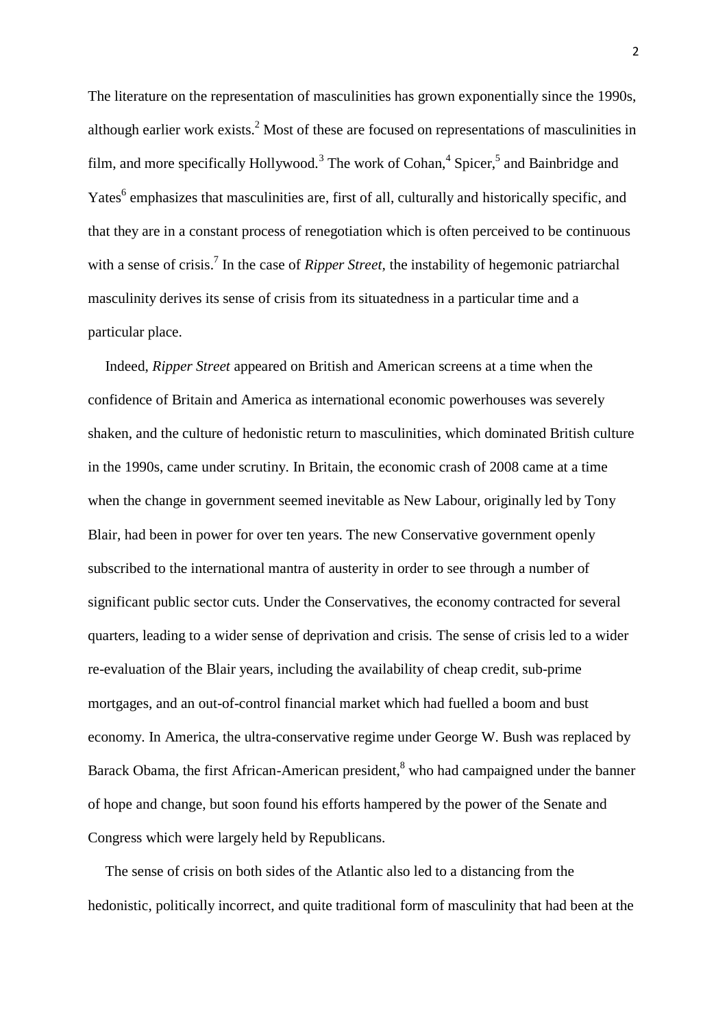The literature on the representation of masculinities has grown exponentially since the 1990s, although earlier work exists.[2] Most of these are focused on representations of masculinities in film, and more specifically Hollywood.[3] The work of Cohan,[4] Spicer,[5] and Bainbridge and Yates[6] emphasizes that masculinities are, first of all, culturally and historically specific, and that they are in a constant process of renegotiation which is often perceived to be continuous with a sense of crisis.[7] In the case of *Ripper Street*, the instability of hegemonic patriarchal masculinity derives its sense of crisis from its situatedness in a particular time and a particular place.

Indeed, *Ripper Street* appeared on British and American screens at a time when the confidence of Britain and America as international economic powerhouses was severely shaken, and the culture of hedonistic return to masculinities, which dominated British culture in the 1990s, came under scrutiny. In Britain, the economic crash of 2008 came at a time when the change in government seemed inevitable as New Labour, originally led by Tony Blair, had been in power for over ten years. The new Conservative government openly subscribed to the international mantra of austerity in order to see through a number of significant public sector cuts. Under the Conservatives, the economy contracted for several quarters, leading to a wider sense of deprivation and crisis. The sense of crisis led to a wider re-evaluation of the Blair years, including the availability of cheap credit, sub-prime mortgages, and an out-of-control financial market which had fuelled a boom and bust economy. In America, the ultra-conservative regime under George W. Bush was replaced by Barack Obama, the first African-American president,[8] who had campaigned under the banner of hope and change, but soon found his efforts hampered by the power of the Senate and Congress which were largely held by Republicans.

The sense of crisis on both sides of the Atlantic also led to a distancing from the hedonistic, politically incorrect, and quite traditional form of masculinity that had been at the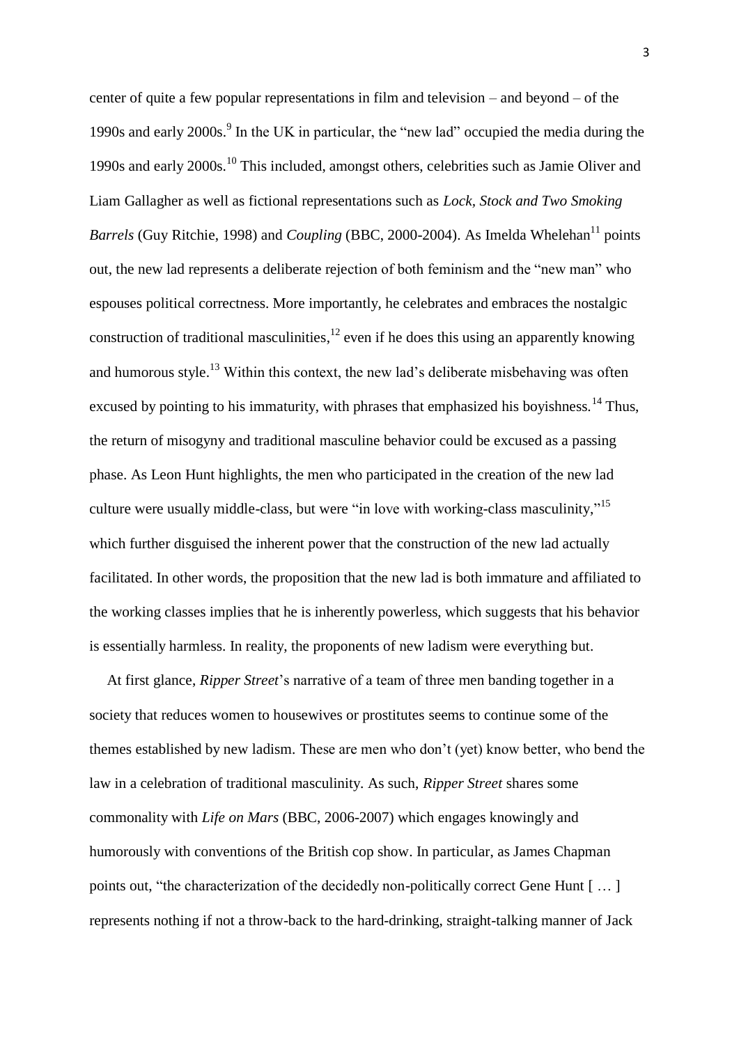center of quite a few popular representations in film and television – and beyond – of the 1990s and early 2000s.[9] In the UK in particular, the "new lad" occupied the media during the 1990s and early 2000s.[10] This included, amongst others, celebrities such as Jamie Oliver and Liam Gallagher as well as fictional representations such as *Lock, Stock and Two Smoking Barrels* (Guy Ritchie, 1998) and *Coupling* (BBC, 2000-2004). As Imelda Whelehan[11] points out, the new lad represents a deliberate rejection of both feminism and the "new man" who espouses political correctness. More importantly, he celebrates and embraces the nostalgic construction of traditional masculinities,[12] even if he does this using an apparently knowing and humorous style.[13] Within this context, the new lad's deliberate misbehaving was often excused by pointing to his immaturity, with phrases that emphasized his boyishness.[14] Thus, the return of misogyny and traditional masculine behavior could be excused as a passing phase. As Leon Hunt highlights, the men who participated in the creation of the new lad culture were usually middle-class, but were "in love with working-class masculinity,"[15] which further disguised the inherent power that the construction of the new lad actually facilitated. In other words, the proposition that the new lad is both immature and affiliated to the working classes implies that he is inherently powerless, which suggests that his behavior is essentially harmless. In reality, the proponents of new ladism were everything but.

At first glance, *Ripper Street*'s narrative of a team of three men banding together in a society that reduces women to housewives or prostitutes seems to continue some of the themes established by new ladism. These are men who don't (yet) know better, who bend the law in a celebration of traditional masculinity. As such, *Ripper Street* shares some commonality with *Life on Mars* (BBC, 2006-2007) which engages knowingly and humorously with conventions of the British cop show. In particular, as James Chapman points out, "the characterization of the decidedly non-politically correct Gene Hunt [ … ] represents nothing if not a throw-back to the hard-drinking, straight-talking manner of Jack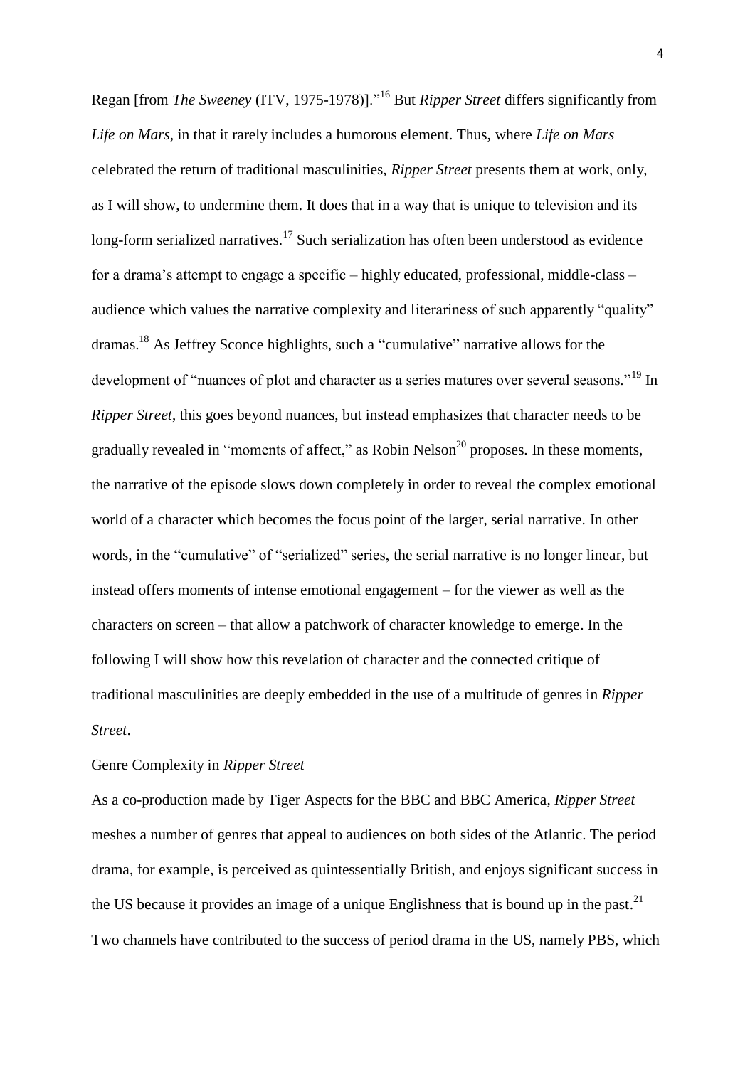Regan [from *The Sweeney* (ITV, 1975-1978)]."[16] But *Ripper Street* differs significantly from *Life on Mars*, in that it rarely includes a humorous element. Thus, where *Life on Mars* celebrated the return of traditional masculinities, *Ripper Street* presents them at work, only, as I will show, to undermine them. It does that in a way that is unique to television and its long-form serialized narratives.[17] Such serialization has often been understood as evidence for a drama's attempt to engage a specific – highly educated, professional, middle-class – audience which values the narrative complexity and literariness of such apparently "quality" dramas.[18] As Jeffrey Sconce highlights, such a "cumulative" narrative allows for the development of "nuances of plot and character as a series matures over several seasons."[19] In *Ripper Street*, this goes beyond nuances, but instead emphasizes that character needs to be gradually revealed in "moments of affect," as Robin Nelson[20] proposes. In these moments, the narrative of the episode slows down completely in order to reveal the complex emotional world of a character which becomes the focus point of the larger, serial narrative. In other words, in the "cumulative" of "serialized" series, the serial narrative is no longer linear, but instead offers moments of intense emotional engagement – for the viewer as well as the characters on screen – that allow a patchwork of character knowledge to emerge. In the following I will show how this revelation of character and the connected critique of traditional masculinities are deeply embedded in the use of a multitude of genres in *Ripper Street*.

## Genre Complexity in *Ripper Street*

As a co-production made by Tiger Aspects for the BBC and BBC America, *Ripper Street* meshes a number of genres that appeal to audiences on both sides of the Atlantic. The period drama, for example, is perceived as quintessentially British, and enjoys significant success in the US because it provides an image of a unique Englishness that is bound up in the past.[21] Two channels have contributed to the success of period drama in the US, namely PBS, which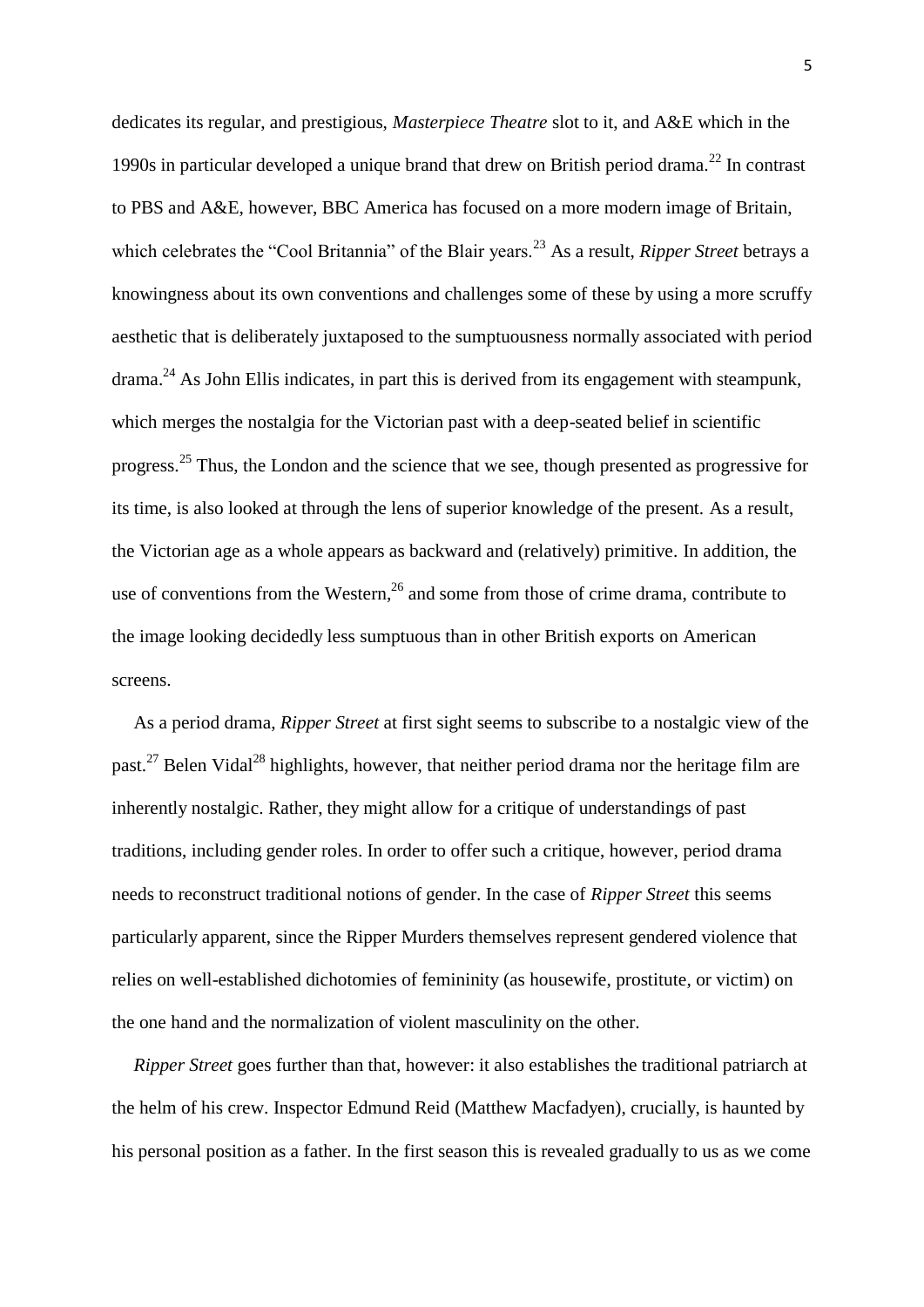dedicates its regular, and prestigious, *Masterpiece Theatre* slot to it, and A&E which in the 1990s in particular developed a unique brand that drew on British period drama.[22] In contrast to PBS and A&E, however, BBC America has focused on a more modern image of Britain, which celebrates the "Cool Britannia" of the Blair years.[23] As a result, *Ripper Street* betrays a knowingness about its own conventions and challenges some of these by using a more scruffy aesthetic that is deliberately juxtaposed to the sumptuousness normally associated with period drama.[24] As John Ellis indicates, in part this is derived from its engagement with steampunk, which merges the nostalgia for the Victorian past with a deep-seated belief in scientific progress.[25] Thus, the London and the science that we see, though presented as progressive for its time, is also looked at through the lens of superior knowledge of the present. As a result, the Victorian age as a whole appears as backward and (relatively) primitive. In addition, the use of conventions from the Western,[26] and some from those of crime drama, contribute to the image looking decidedly less sumptuous than in other British exports on American screens.

As a period drama, *Ripper Street* at first sight seems to subscribe to a nostalgic view of the past.[27] Belen Vidal[28] highlights, however, that neither period drama nor the heritage film are inherently nostalgic. Rather, they might allow for a critique of understandings of past traditions, including gender roles. In order to offer such a critique, however, period drama needs to reconstruct traditional notions of gender. In the case of *Ripper Street* this seems particularly apparent, since the Ripper Murders themselves represent gendered violence that relies on well-established dichotomies of femininity (as housewife, prostitute, or victim) on the one hand and the normalization of violent masculinity on the other.

*Ripper Street* goes further than that, however: it also establishes the traditional patriarch at the helm of his crew. Inspector Edmund Reid (Matthew Macfadyen), crucially, is haunted by his personal position as a father. In the first season this is revealed gradually to us as we come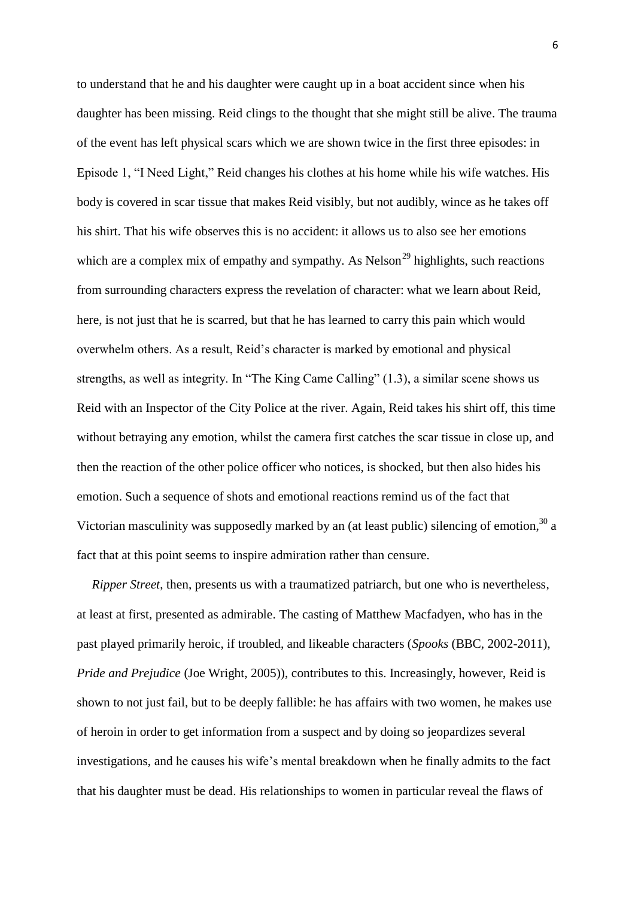to understand that he and his daughter were caught up in a boat accident since when his daughter has been missing. Reid clings to the thought that she might still be alive. The trauma of the event has left physical scars which we are shown twice in the first three episodes: in Episode 1, "I Need Light," Reid changes his clothes at his home while his wife watches. His body is covered in scar tissue that makes Reid visibly, but not audibly, wince as he takes off his shirt. That his wife observes this is no accident: it allows us to also see her emotions which are a complex mix of empathy and sympathy. As Nelson[29] highlights, such reactions from surrounding characters express the revelation of character: what we learn about Reid, here, is not just that he is scarred, but that he has learned to carry this pain which would overwhelm others. As a result, Reid's character is marked by emotional and physical strengths, as well as integrity. In "The King Came Calling" (1.3), a similar scene shows us Reid with an Inspector of the City Police at the river. Again, Reid takes his shirt off, this time without betraying any emotion, whilst the camera first catches the scar tissue in close up, and then the reaction of the other police officer who notices, is shocked, but then also hides his emotion. Such a sequence of shots and emotional reactions remind us of the fact that Victorian masculinity was supposedly marked by an (at least public) silencing of emotion,[30] a fact that at this point seems to inspire admiration rather than censure.

*Ripper Street*, then, presents us with a traumatized patriarch, but one who is nevertheless, at least at first, presented as admirable. The casting of Matthew Macfadyen, who has in the past played primarily heroic, if troubled, and likeable characters (*Spooks* (BBC, 2002-2011), *Pride and Prejudice* (Joe Wright, 2005)), contributes to this. Increasingly, however, Reid is shown to not just fail, but to be deeply fallible: he has affairs with two women, he makes use of heroin in order to get information from a suspect and by doing so jeopardizes several investigations, and he causes his wife's mental breakdown when he finally admits to the fact that his daughter must be dead. His relationships to women in particular reveal the flaws of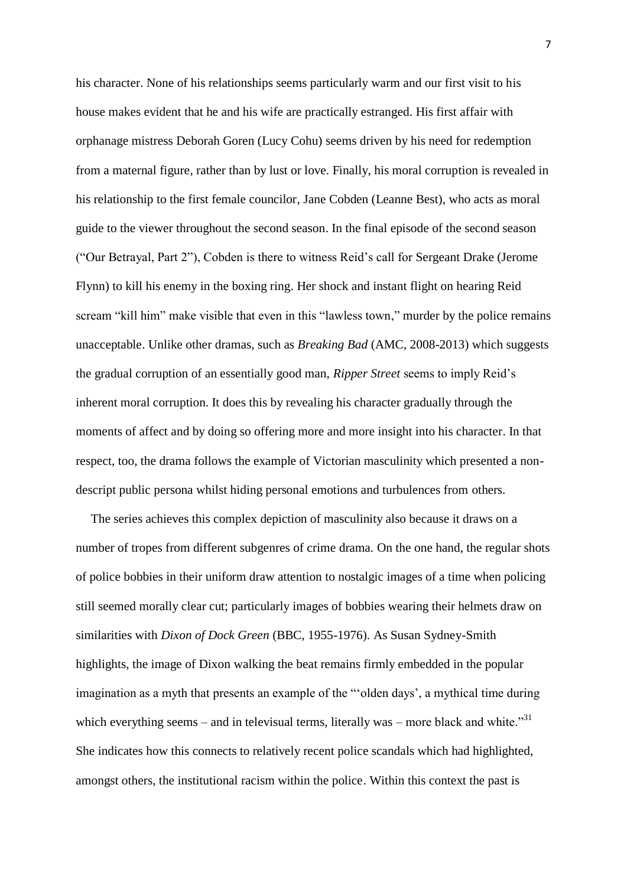his character. None of his relationships seems particularly warm and our first visit to his house makes evident that he and his wife are practically estranged. His first affair with orphanage mistress Deborah Goren (Lucy Cohu) seems driven by his need for redemption from a maternal figure, rather than by lust or love. Finally, his moral corruption is revealed in his relationship to the first female councilor, Jane Cobden (Leanne Best), who acts as moral guide to the viewer throughout the second season. In the final episode of the second season ("Our Betrayal, Part 2"), Cobden is there to witness Reid's call for Sergeant Drake (Jerome Flynn) to kill his enemy in the boxing ring. Her shock and instant flight on hearing Reid scream "kill him" make visible that even in this "lawless town," murder by the police remains unacceptable. Unlike other dramas, such as *Breaking Bad* (AMC, 2008-2013) which suggests the gradual corruption of an essentially good man, *Ripper Street* seems to imply Reid's inherent moral corruption. It does this by revealing his character gradually through the moments of affect and by doing so offering more and more insight into his character. In that respect, too, the drama follows the example of Victorian masculinity which presented a non-descript public persona whilst hiding personal emotions and turbulences from others.

The series achieves this complex depiction of masculinity also because it draws on a number of tropes from different subgenres of crime drama. On the one hand, the regular shots of police bobbies in their uniform draw attention to nostalgic images of a time when policing still seemed morally clear cut; particularly images of bobbies wearing their helmets draw on similarities with *Dixon of Dock Green* (BBC, 1955-1976). As Susan Sydney-Smith highlights, the image of Dixon walking the beat remains firmly embedded in the popular imagination as a myth that presents an example of the "'olden days', a mythical time during which everything seems – and in televisual terms, literally was – more black and white."[31] She indicates how this connects to relatively recent police scandals which had highlighted, amongst others, the institutional racism within the police. Within this context the past is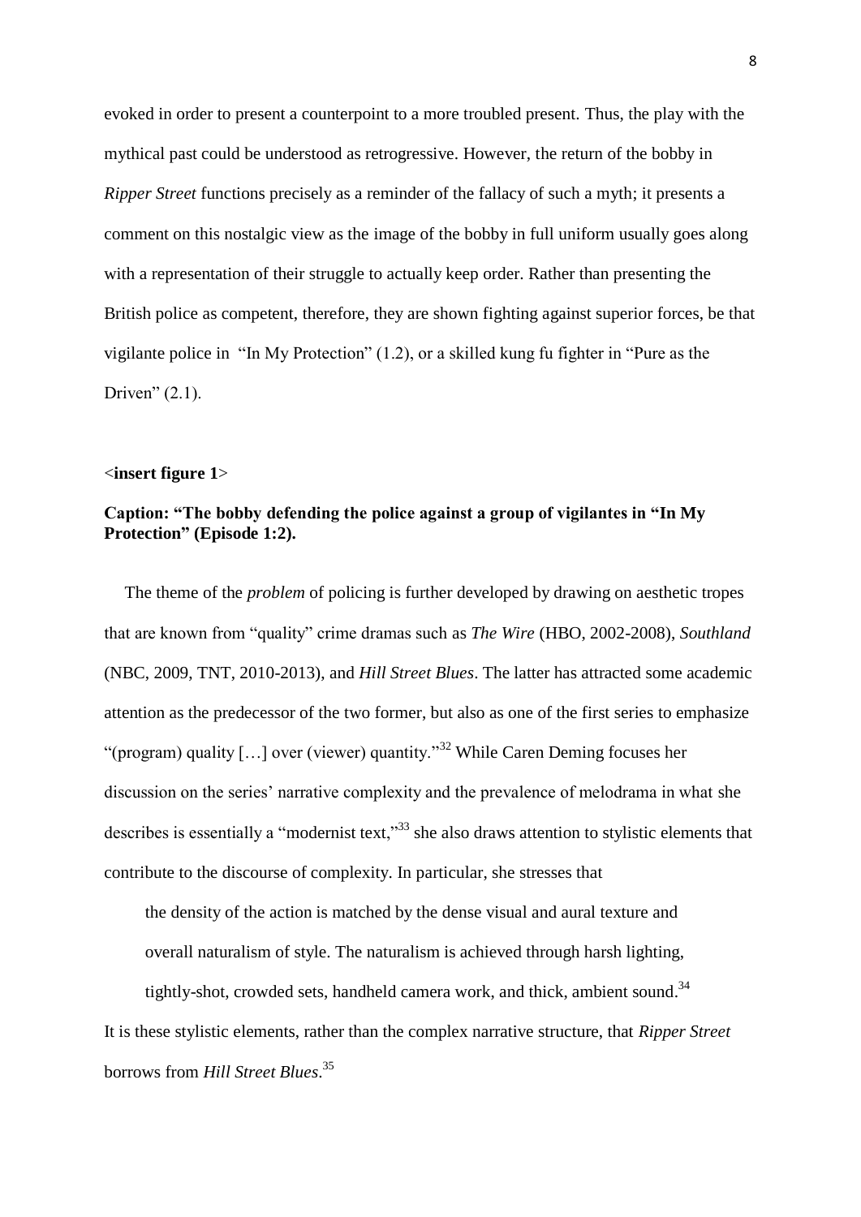evoked in order to present a counterpoint to a more troubled present. Thus, the play with the mythical past could be understood as retrogressive. However, the return of the bobby in *Ripper Street* functions precisely as a reminder of the fallacy of such a myth; it presents a comment on this nostalgic view as the image of the bobby in full uniform usually goes along with a representation of their struggle to actually keep order. Rather than presenting the British police as competent, therefore, they are shown fighting against superior forces, be that vigilante police in "In My Protection" (1.2), or a skilled kung fu fighter in "Pure as the Driven" (2.1).

**<insert figure 1>**

**Caption: "The bobby defending the police against a group of vigilantes in "In My Protection" (Episode 1:2).**

The theme of the *problem* of policing is further developed by drawing on aesthetic tropes that are known from "quality" crime dramas such as *The Wire* (HBO, 2002-2008), *Southland* (NBC, 2009, TNT, 2010-2013), and *Hill Street Blues*. The latter has attracted some academic attention as the predecessor of the two former, but also as one of the first series to emphasize "(program) quality […] over (viewer) quantity."[32] While Caren Deming focuses her discussion on the series' narrative complexity and the prevalence of melodrama in what she describes is essentially a "modernist text,"[33] she also draws attention to stylistic elements that contribute to the discourse of complexity. In particular, she stresses that

> the density of the action is matched by the dense visual and aural texture and overall naturalism of style. The naturalism is achieved through harsh lighting, tightly-shot, crowded sets, handheld camera work, and thick, ambient sound.[34]

It is these stylistic elements, rather than the complex narrative structure, that *Ripper Street* borrows from *Hill Street Blues*.[35]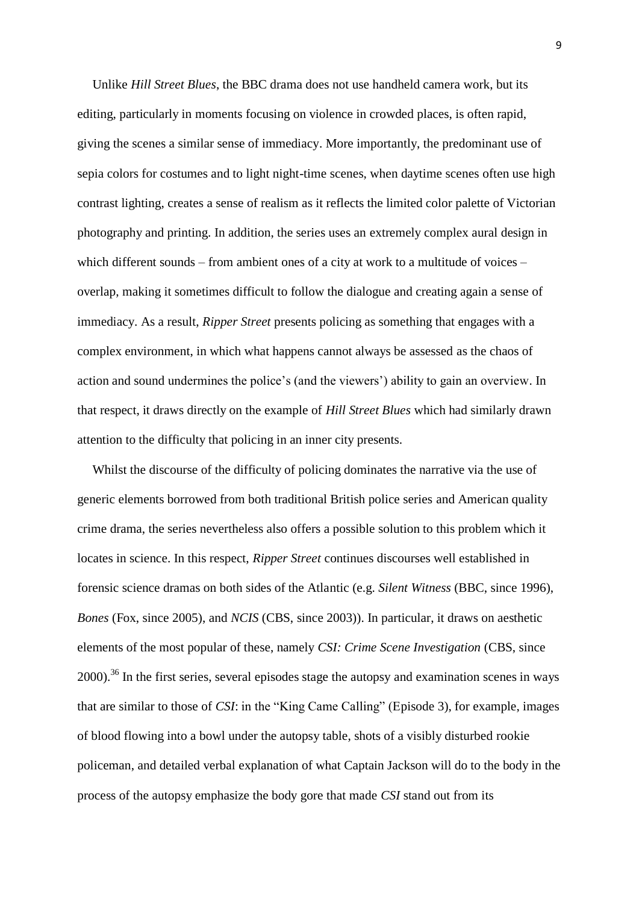Unlike *Hill Street Blues*, the BBC drama does not use handheld camera work, but its editing, particularly in moments focusing on violence in crowded places, is often rapid, giving the scenes a similar sense of immediacy. More importantly, the predominant use of sepia colors for costumes and to light night-time scenes, when daytime scenes often use high contrast lighting, creates a sense of realism as it reflects the limited color palette of Victorian photography and printing. In addition, the series uses an extremely complex aural design in which different sounds – from ambient ones of a city at work to a multitude of voices – overlap, making it sometimes difficult to follow the dialogue and creating again a sense of immediacy. As a result, *Ripper Street* presents policing as something that engages with a complex environment, in which what happens cannot always be assessed as the chaos of action and sound undermines the police's (and the viewers') ability to gain an overview. In that respect, it draws directly on the example of *Hill Street Blues* which had similarly drawn attention to the difficulty that policing in an inner city presents.

Whilst the discourse of the difficulty of policing dominates the narrative via the use of generic elements borrowed from both traditional British police series and American quality crime drama, the series nevertheless also offers a possible solution to this problem which it locates in science. In this respect, *Ripper Street* continues discourses well established in forensic science dramas on both sides of the Atlantic (e.g. *Silent Witness* (BBC, since 1996), *Bones* (Fox, since 2005), and *NCIS* (CBS, since 2003)). In particular, it draws on aesthetic elements of the most popular of these, namely *CSI: Crime Scene Investigation* (CBS, since 2000).[36] In the first series, several episodes stage the autopsy and examination scenes in ways that are similar to those of *CSI*: in the "King Came Calling" (Episode 3), for example, images of blood flowing into a bowl under the autopsy table, shots of a visibly disturbed rookie policeman, and detailed verbal explanation of what Captain Jackson will do to the body in the process of the autopsy emphasize the body gore that made *CSI* stand out from its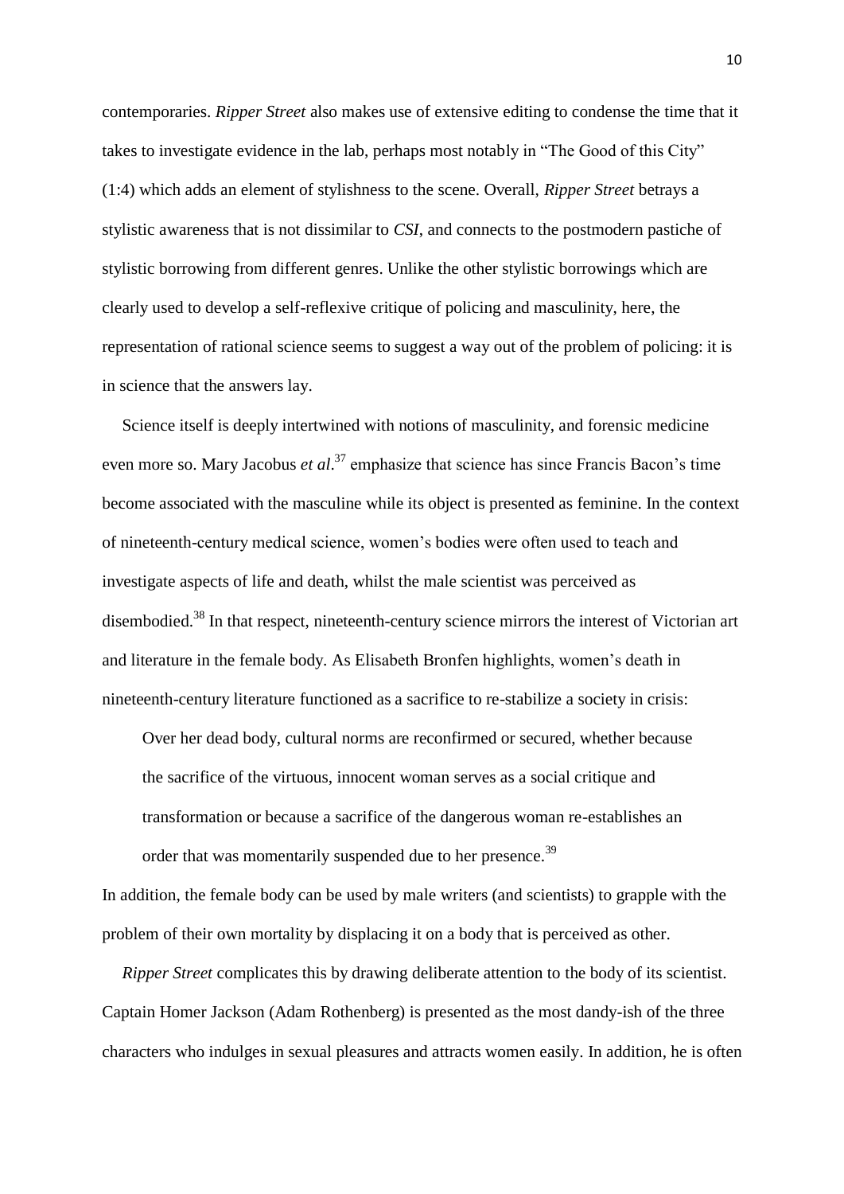contemporaries. *Ripper Street* also makes use of extensive editing to condense the time that it takes to investigate evidence in the lab, perhaps most notably in "The Good of this City" (1:4) which adds an element of stylishness to the scene. Overall, *Ripper Street* betrays a stylistic awareness that is not dissimilar to *CSI*, and connects to the postmodern pastiche of stylistic borrowing from different genres. Unlike the other stylistic borrowings which are clearly used to develop a self-reflexive critique of policing and masculinity, here, the representation of rational science seems to suggest a way out of the problem of policing: it is in science that the answers lay.

Science itself is deeply intertwined with notions of masculinity, and forensic medicine even more so. Mary Jacobus *et al*.[37] emphasize that science has since Francis Bacon's time become associated with the masculine while its object is presented as feminine. In the context of nineteenth-century medical science, women's bodies were often used to teach and investigate aspects of life and death, whilst the male scientist was perceived as disembodied.[38] In that respect, nineteenth-century science mirrors the interest of Victorian art and literature in the female body. As Elisabeth Bronfen highlights, women's death in nineteenth-century literature functioned as a sacrifice to re-stabilize a society in crisis:

> Over her dead body, cultural norms are reconfirmed or secured, whether because the sacrifice of the virtuous, innocent woman serves as a social critique and transformation or because a sacrifice of the dangerous woman re-establishes an order that was momentarily suspended due to her presence.[39]

In addition, the female body can be used by male writers (and scientists) to grapple with the problem of their own mortality by displacing it on a body that is perceived as other.

*Ripper Street* complicates this by drawing deliberate attention to the body of its scientist. Captain Homer Jackson (Adam Rothenberg) is presented as the most dandy-ish of the three characters who indulges in sexual pleasures and attracts women easily. In addition, he is often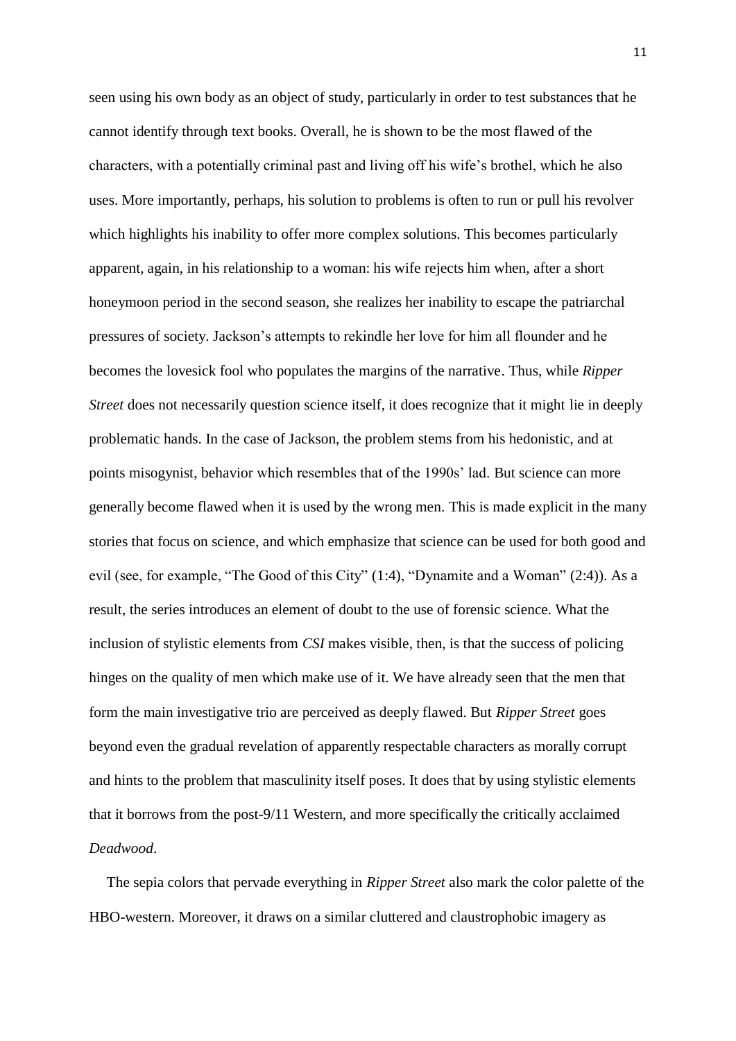seen using his own body as an object of study, particularly in order to test substances that he cannot identify through text books. Overall, he is shown to be the most flawed of the characters, with a potentially criminal past and living off his wife's brothel, which he also uses. More importantly, perhaps, his solution to problems is often to run or pull his revolver which highlights his inability to offer more complex solutions. This becomes particularly apparent, again, in his relationship to a woman: his wife rejects him when, after a short honeymoon period in the second season, she realizes her inability to escape the patriarchal pressures of society. Jackson's attempts to rekindle her love for him all flounder and he becomes the lovesick fool who populates the margins of the narrative. Thus, while *Ripper Street* does not necessarily question science itself, it does recognize that it might lie in deeply problematic hands. In the case of Jackson, the problem stems from his hedonistic, and at points misogynist, behavior which resembles that of the 1990s' lad. But science can more generally become flawed when it is used by the wrong men. This is made explicit in the many stories that focus on science, and which emphasize that science can be used for both good and evil (see, for example, "The Good of this City" (1:4), "Dynamite and a Woman" (2:4)). As a result, the series introduces an element of doubt to the use of forensic science. What the inclusion of stylistic elements from *CSI* makes visible, then, is that the success of policing hinges on the quality of men which make use of it. We have already seen that the men that form the main investigative trio are perceived as deeply flawed. But *Ripper Street* goes beyond even the gradual revelation of apparently respectable characters as morally corrupt and hints to the problem that masculinity itself poses. It does that by using stylistic elements that it borrows from the post-9/11 Western, and more specifically the critically acclaimed *Deadwood*.

The sepia colors that pervade everything in *Ripper Street* also mark the color palette of the HBO-western. Moreover, it draws on a similar cluttered and claustrophobic imagery as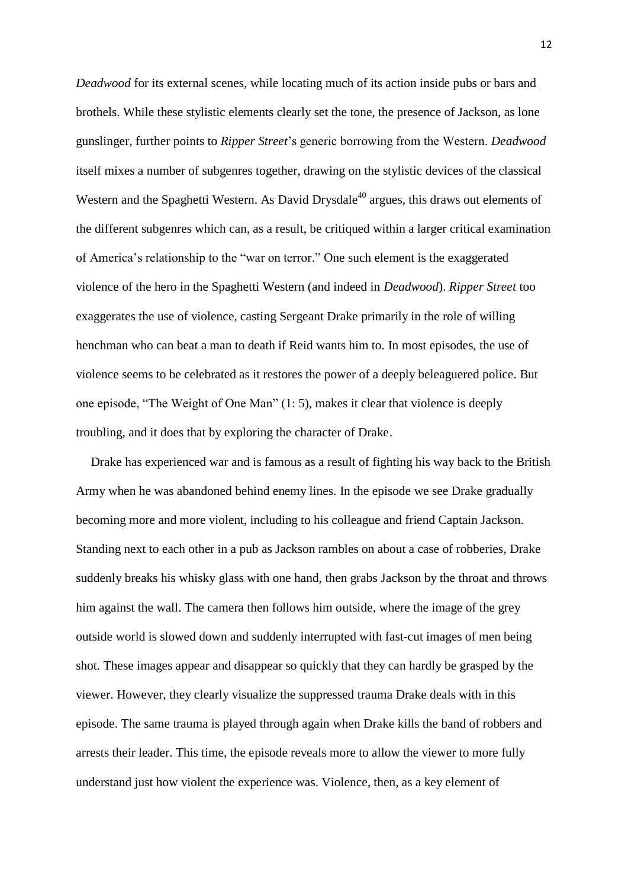*Deadwood* for its external scenes, while locating much of its action inside pubs or bars and brothels. While these stylistic elements clearly set the tone, the presence of Jackson, as lone gunslinger, further points to *Ripper Street*'s generic borrowing from the Western. *Deadwood* itself mixes a number of subgenres together, drawing on the stylistic devices of the classical Western and the Spaghetti Western. As David Drysdale[40] argues, this draws out elements of the different subgenres which can, as a result, be critiqued within a larger critical examination of America's relationship to the "war on terror." One such element is the exaggerated violence of the hero in the Spaghetti Western (and indeed in *Deadwood*). *Ripper Street* too exaggerates the use of violence, casting Sergeant Drake primarily in the role of willing henchman who can beat a man to death if Reid wants him to. In most episodes, the use of violence seems to be celebrated as it restores the power of a deeply beleaguered police. But one episode, "The Weight of One Man" (1: 5), makes it clear that violence is deeply troubling, and it does that by exploring the character of Drake.

Drake has experienced war and is famous as a result of fighting his way back to the British Army when he was abandoned behind enemy lines. In the episode we see Drake gradually becoming more and more violent, including to his colleague and friend Captain Jackson. Standing next to each other in a pub as Jackson rambles on about a case of robberies, Drake suddenly breaks his whisky glass with one hand, then grabs Jackson by the throat and throws him against the wall. The camera then follows him outside, where the image of the grey outside world is slowed down and suddenly interrupted with fast-cut images of men being shot. These images appear and disappear so quickly that they can hardly be grasped by the viewer. However, they clearly visualize the suppressed trauma Drake deals with in this episode. The same trauma is played through again when Drake kills the band of robbers and arrests their leader. This time, the episode reveals more to allow the viewer to more fully understand just how violent the experience was. Violence, then, as a key element of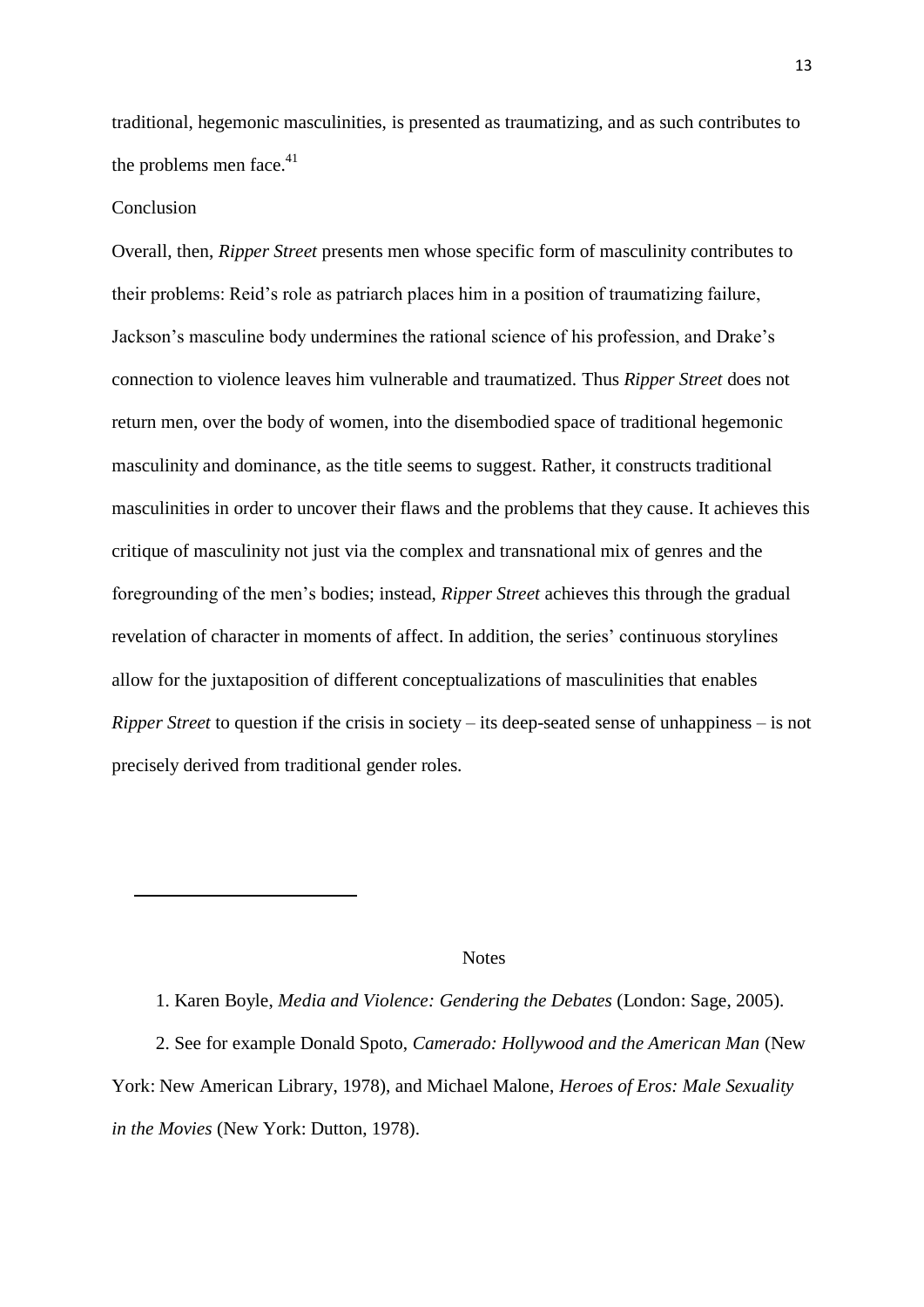traditional, hegemonic masculinities, is presented as traumatizing, and as such contributes to the problems men face.[41]

## Conclusion

Overall, then, *Ripper Street* presents men whose specific form of masculinity contributes to their problems: Reid's role as patriarch places him in a position of traumatizing failure, Jackson's masculine body undermines the rational science of his profession, and Drake's connection to violence leaves him vulnerable and traumatized. Thus *Ripper Street* does not return men, over the body of women, into the disembodied space of traditional hegemonic masculinity and dominance, as the title seems to suggest. Rather, it constructs traditional masculinities in order to uncover their flaws and the problems that they cause. It achieves this critique of masculinity not just via the complex and transnational mix of genres and the foregrounding of the men's bodies; instead, *Ripper Street* achieves this through the gradual revelation of character in moments of affect. In addition, the series' continuous storylines allow for the juxtaposition of different conceptualizations of masculinities that enables *Ripper Street* to question if the crisis in society – its deep-seated sense of unhappiness – is not precisely derived from traditional gender roles.

---

## Notes

1. Karen Boyle, *Media and Violence: Gendering the Debates* (London: Sage, 2005).

2. See for example Donald Spoto, *Camerado: Hollywood and the American Man* (New York: New American Library, 1978), and Michael Malone, *Heroes of Eros: Male Sexuality in the Movies* (New York: Dutton, 1978).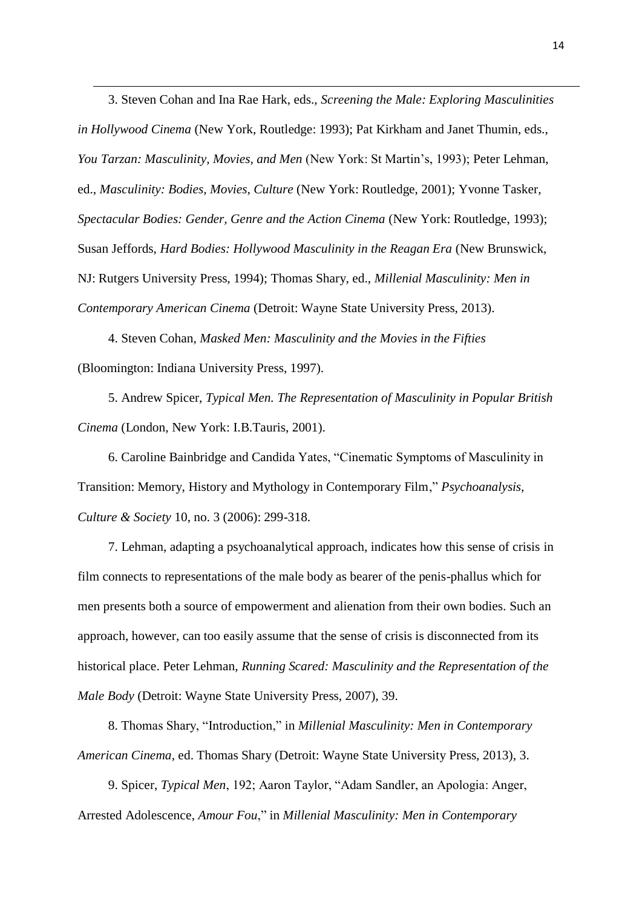3. Steven Cohan and Ina Rae Hark, eds., *Screening the Male: Exploring Masculinities in Hollywood Cinema* (New York, Routledge: 1993); Pat Kirkham and Janet Thumin, eds., *You Tarzan: Masculinity, Movies, and Men* (New York: St Martin's, 1993); Peter Lehman, ed., *Masculinity: Bodies, Movies, Culture* (New York: Routledge, 2001); Yvonne Tasker, *Spectacular Bodies: Gender, Genre and the Action Cinema* (New York: Routledge, 1993); Susan Jeffords, *Hard Bodies: Hollywood Masculinity in the Reagan Era* (New Brunswick, NJ: Rutgers University Press, 1994); Thomas Shary, ed., *Millenial Masculinity: Men in Contemporary American Cinema* (Detroit: Wayne State University Press, 2013).

4. Steven Cohan, *Masked Men: Masculinity and the Movies in the Fifties* (Bloomington: Indiana University Press, 1997).

5. Andrew Spicer, *Typical Men. The Representation of Masculinity in Popular British Cinema* (London, New York: I.B.Tauris, 2001).

6. Caroline Bainbridge and Candida Yates, "Cinematic Symptoms of Masculinity in Transition: Memory, History and Mythology in Contemporary Film," *Psychoanalysis, Culture & Society* 10, no. 3 (2006): 299-318.

7. Lehman, adapting a psychoanalytical approach, indicates how this sense of crisis in film connects to representations of the male body as bearer of the penis-phallus which for men presents both a source of empowerment and alienation from their own bodies. Such an approach, however, can too easily assume that the sense of crisis is disconnected from its historical place. Peter Lehman, *Running Scared: Masculinity and the Representation of the Male Body* (Detroit: Wayne State University Press, 2007), 39.

8. Thomas Shary, "Introduction," in *Millenial Masculinity: Men in Contemporary American Cinema*, ed. Thomas Shary (Detroit: Wayne State University Press, 2013), 3.

9. Spicer, *Typical Men*, 192; Aaron Taylor, "Adam Sandler, an Apologia: Anger, Arrested Adolescence, *Amour Fou*," in *Millenial Masculinity: Men in Contemporary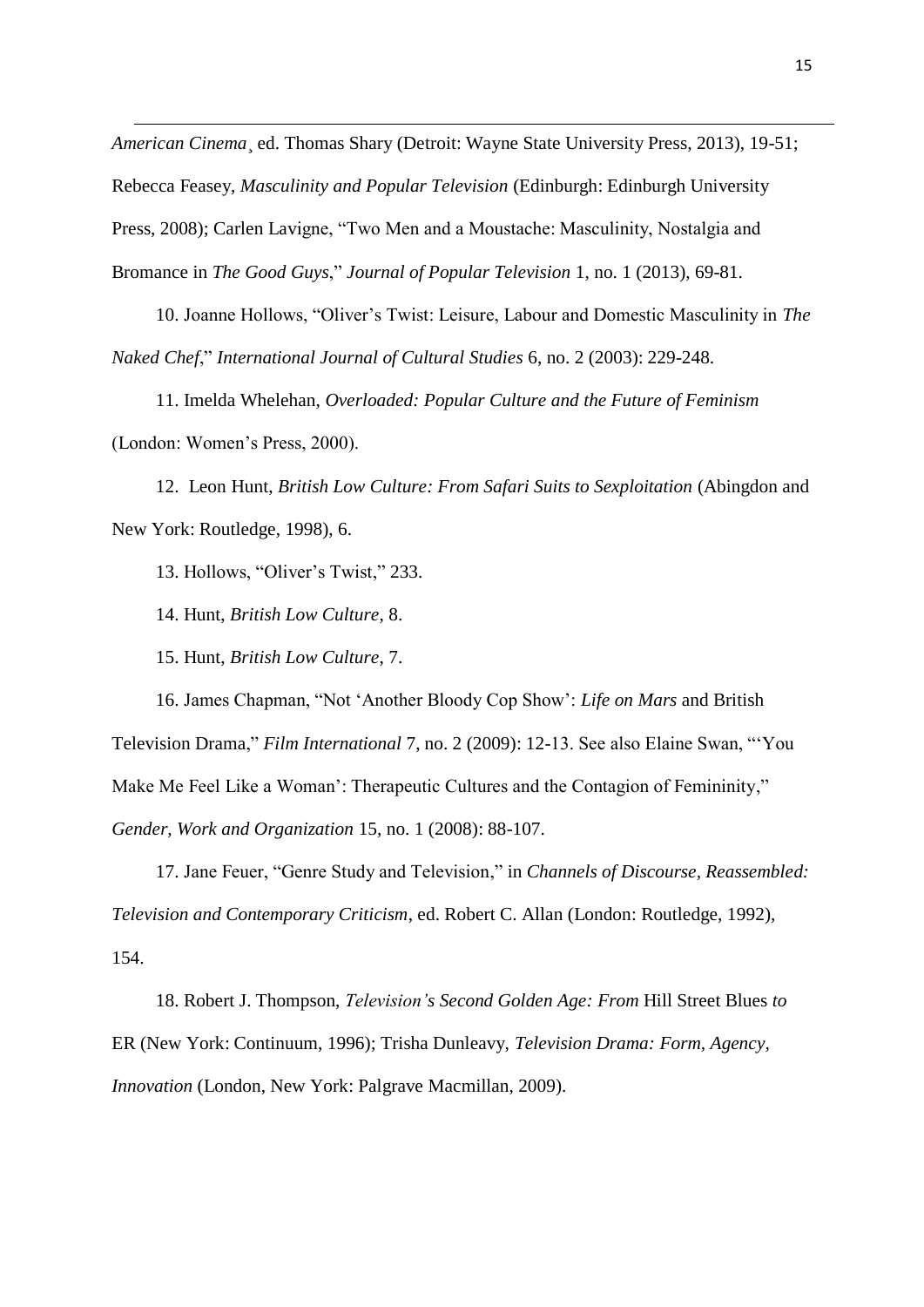*American Cinema*¸ ed. Thomas Shary (Detroit: Wayne State University Press, 2013), 19-51; Rebecca Feasey, *Masculinity and Popular Television* (Edinburgh: Edinburgh University Press, 2008); Carlen Lavigne, "Two Men and a Moustache: Masculinity, Nostalgia and Bromance in *The Good Guys*," *Journal of Popular Television* 1, no. 1 (2013), 69-81.

10. Joanne Hollows, "Oliver's Twist: Leisure, Labour and Domestic Masculinity in *The Naked Chef*," *International Journal of Cultural Studies* 6, no. 2 (2003): 229-248.

11. Imelda Whelehan, *Overloaded: Popular Culture and the Future of Feminism* (London: Women's Press, 2000).

12. Leon Hunt, *British Low Culture: From Safari Suits to Sexploitation* (Abingdon and New York: Routledge, 1998), 6.

13. Hollows, "Oliver's Twist," 233.

14. Hunt, *British Low Culture*, 8.

15. Hunt, *British Low Culture*, 7.

16. James Chapman, "Not 'Another Bloody Cop Show': *Life on Mars* and British Television Drama," *Film International* 7, no. 2 (2009): 12-13. See also Elaine Swan, "'You Make Me Feel Like a Woman': Therapeutic Cultures and the Contagion of Femininity," *Gender, Work and Organization* 15, no. 1 (2008): 88-107.

17. Jane Feuer, "Genre Study and Television," in *Channels of Discourse, Reassembled: Television and Contemporary Criticism*, ed. Robert C. Allan (London: Routledge, 1992), 154.

18. Robert J. Thompson, *Television's Second Golden Age: From* Hill Street Blues *to* ER (New York: Continuum, 1996); Trisha Dunleavy, *Television Drama: Form, Agency, Innovation* (London, New York: Palgrave Macmillan, 2009).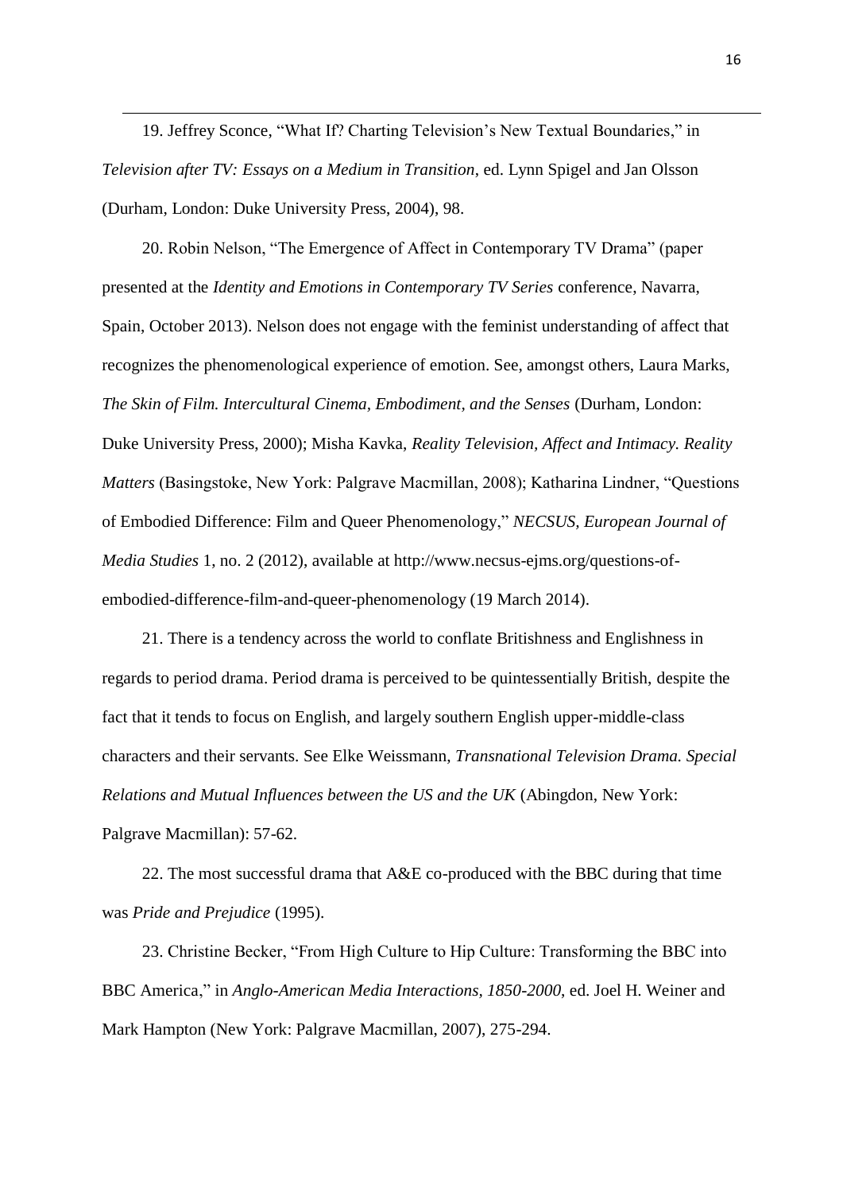19. Jeffrey Sconce, "What If? Charting Television's New Textual Boundaries," in *Television after TV: Essays on a Medium in Transition*, ed. Lynn Spigel and Jan Olsson (Durham, London: Duke University Press, 2004), 98.

20. Robin Nelson, "The Emergence of Affect in Contemporary TV Drama" (paper presented at the *Identity and Emotions in Contemporary TV Series* conference, Navarra, Spain, October 2013). Nelson does not engage with the feminist understanding of affect that recognizes the phenomenological experience of emotion. See, amongst others, Laura Marks, *The Skin of Film. Intercultural Cinema, Embodiment, and the Senses* (Durham, London: Duke University Press, 2000); Misha Kavka, *Reality Television, Affect and Intimacy. Reality Matters* (Basingstoke, New York: Palgrave Macmillan, 2008); Katharina Lindner, "Questions of Embodied Difference: Film and Queer Phenomenology," *NECSUS, European Journal of Media Studies* 1, no. 2 (2012), available at http://www.necsus-ejms.org/questions-of-embodied-difference-film-and-queer-phenomenology (19 March 2014).

21. There is a tendency across the world to conflate Britishness and Englishness in regards to period drama. Period drama is perceived to be quintessentially British, despite the fact that it tends to focus on English, and largely southern English upper-middle-class characters and their servants. See Elke Weissmann, *Transnational Television Drama. Special Relations and Mutual Influences between the US and the UK* (Abingdon, New York: Palgrave Macmillan): 57-62.

22. The most successful drama that A&E co-produced with the BBC during that time was *Pride and Prejudice* (1995).

23. Christine Becker, "From High Culture to Hip Culture: Transforming the BBC into BBC America," in *Anglo-American Media Interactions, 1850-2000*, ed. Joel H. Weiner and Mark Hampton (New York: Palgrave Macmillan, 2007), 275-294.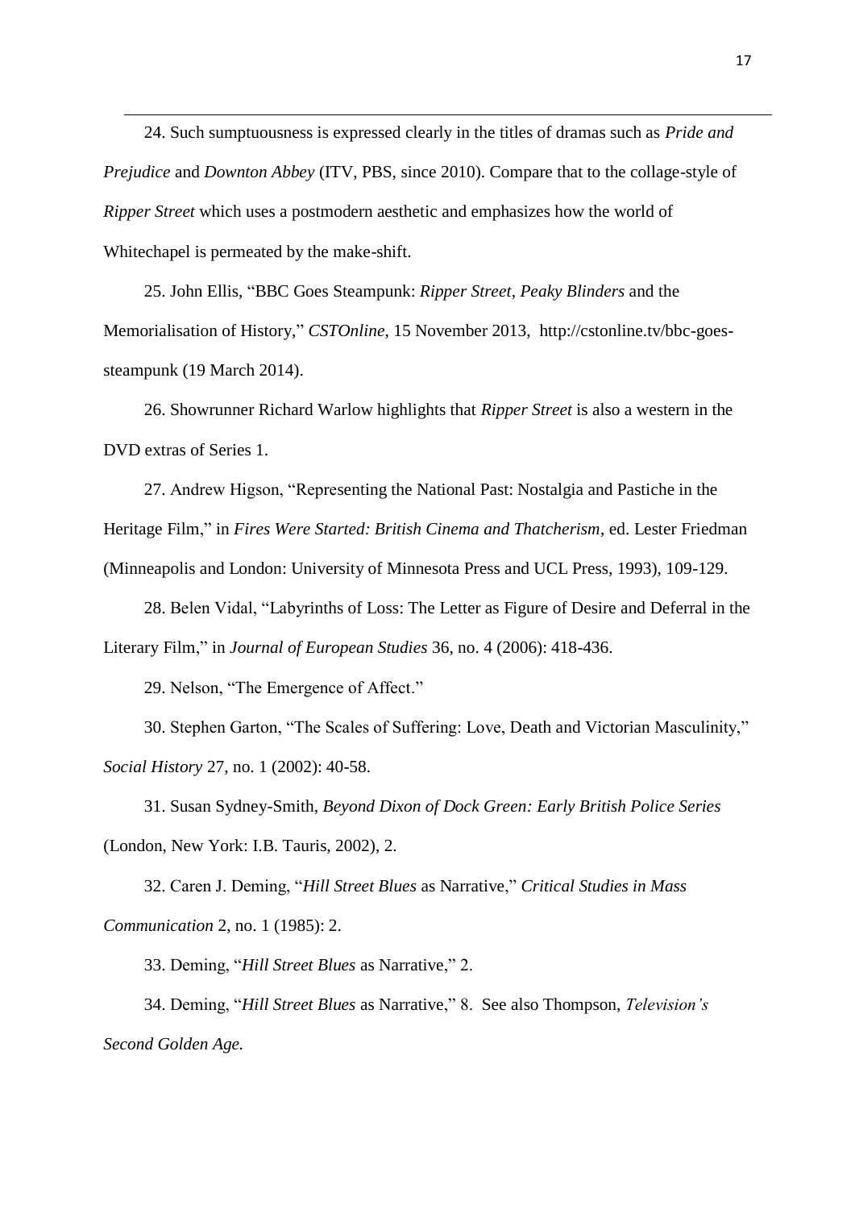24. Such sumptuousness is expressed clearly in the titles of dramas such as *Pride and Prejudice* and *Downton Abbey* (ITV, PBS, since 2010). Compare that to the collage-style of *Ripper Street* which uses a postmodern aesthetic and emphasizes how the world of Whitechapel is permeated by the make-shift.

25. John Ellis, "BBC Goes Steampunk: *Ripper Street*, *Peaky Blinders* and the Memorialisation of History," *CSTOnline*, 15 November 2013, http://cstonline.tv/bbc-goes-steampunk (19 March 2014).

26. Showrunner Richard Warlow highlights that *Ripper Street* is also a western in the DVD extras of Series 1.

27. Andrew Higson, "Representing the National Past: Nostalgia and Pastiche in the Heritage Film," in *Fires Were Started: British Cinema and Thatcherism*, ed. Lester Friedman (Minneapolis and London: University of Minnesota Press and UCL Press, 1993), 109-129.

28. Belen Vidal, "Labyrinths of Loss: The Letter as Figure of Desire and Deferral in the Literary Film," in *Journal of European Studies* 36, no. 4 (2006): 418-436.

29. Nelson, "The Emergence of Affect."

30. Stephen Garton, "The Scales of Suffering: Love, Death and Victorian Masculinity," *Social History* 27, no. 1 (2002): 40-58.

31. Susan Sydney-Smith, *Beyond Dixon of Dock Green: Early British Police Series* (London, New York: I.B. Tauris, 2002), 2.

32. Caren J. Deming, "*Hill Street Blues* as Narrative," *Critical Studies in Mass Communication* 2, no. 1 (1985): 2.

33. Deming, "*Hill Street Blues* as Narrative," 2.

34. Deming, "*Hill Street Blues* as Narrative," 8. See also Thompson, *Television's Second Golden Age.*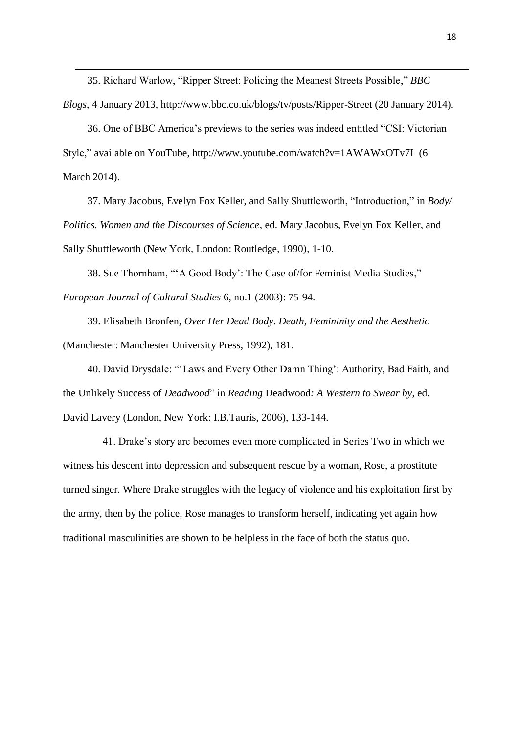35. Richard Warlow, "Ripper Street: Policing the Meanest Streets Possible," *BBC Blogs*, 4 January 2013, http://www.bbc.co.uk/blogs/tv/posts/Ripper-Street (20 January 2014).

36. One of BBC America's previews to the series was indeed entitled "CSI: Victorian Style," available on YouTube, http://www.youtube.com/watch?v=1AWAWxOTv7I (6 March 2014).

37. Mary Jacobus, Evelyn Fox Keller, and Sally Shuttleworth, "Introduction," in *Body/ Politics. Women and the Discourses of Science*, ed. Mary Jacobus, Evelyn Fox Keller, and Sally Shuttleworth (New York, London: Routledge, 1990), 1-10.

38. Sue Thornham, "'A Good Body': The Case of/for Feminist Media Studies," *European Journal of Cultural Studies* 6, no.1 (2003): 75-94.

39. Elisabeth Bronfen, *Over Her Dead Body. Death, Femininity and the Aesthetic* (Manchester: Manchester University Press, 1992), 181.

40. David Drysdale: "'Laws and Every Other Damn Thing': Authority, Bad Faith, and the Unlikely Success of *Deadwood*" in *Reading* Deadwood*: A Western to Swear by*, ed. David Lavery (London, New York: I.B.Tauris, 2006), 133-144.

41. Drake's story arc becomes even more complicated in Series Two in which we witness his descent into depression and subsequent rescue by a woman, Rose, a prostitute turned singer. Where Drake struggles with the legacy of violence and his exploitation first by the army, then by the police, Rose manages to transform herself, indicating yet again how traditional masculinities are shown to be helpless in the face of both the status quo.